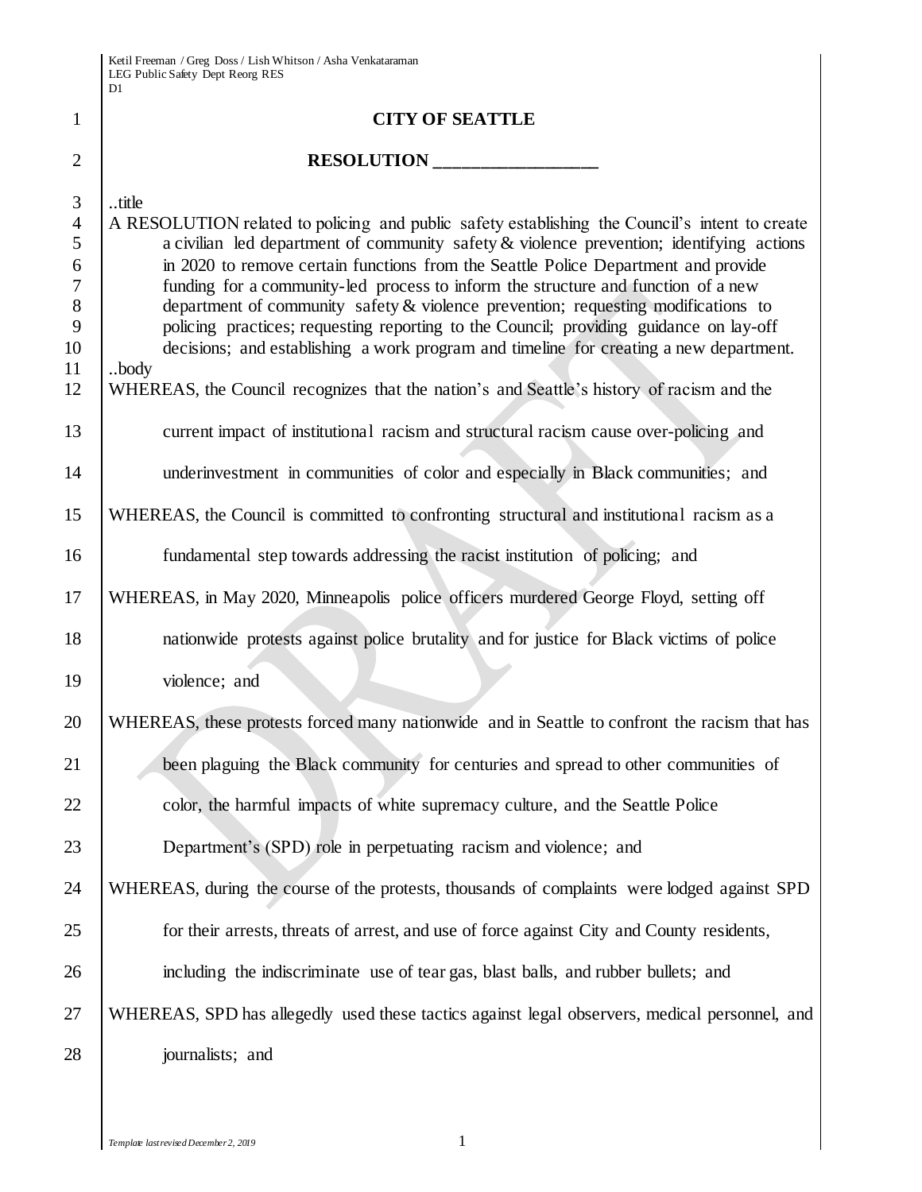Ketil Freeman / Greg Doss / Lish Whitson / Asha Venkataraman
LEG Public Safety Dept Reorg RES
D1

# CITY OF SEATTLE

## RESOLUTION __________________

..title

A RESOLUTION related to policing and public safety establishing the Council's intent to create a civilian led department of community safety & violence prevention; identifying actions in 2020 to remove certain functions from the Seattle Police Department and provide funding for a community-led process to inform the structure and function of a new department of community safety & violence prevention; requesting modifications to policing practices; requesting reporting to the Council; providing guidance on lay-off decisions; and establishing a work program and timeline for creating a new department.

..body

WHEREAS, the Council recognizes that the nation's and Seattle's history of racism and the current impact of institutional racism and structural racism cause over-policing and underinvestment in communities of color and especially in Black communities; and

WHEREAS, the Council is committed to confronting structural and institutional racism as a fundamental step towards addressing the racist institution of policing; and

WHEREAS, in May 2020, Minneapolis police officers murdered George Floyd, setting off nationwide protests against police brutality and for justice for Black victims of police violence; and

WHEREAS, these protests forced many nationwide and in Seattle to confront the racism that has been plaguing the Black community for centuries and spread to other communities of color, the harmful impacts of white supremacy culture, and the Seattle Police Department's (SPD) role in perpetuating racism and violence; and

WHEREAS, during the course of the protests, thousands of complaints were lodged against SPD for their arrests, threats of arrest, and use of force against City and County residents, including the indiscriminate use of tear gas, blast balls, and rubber bullets; and

WHEREAS, SPD has allegedly used these tactics against legal observers, medical personnel, and journalists; and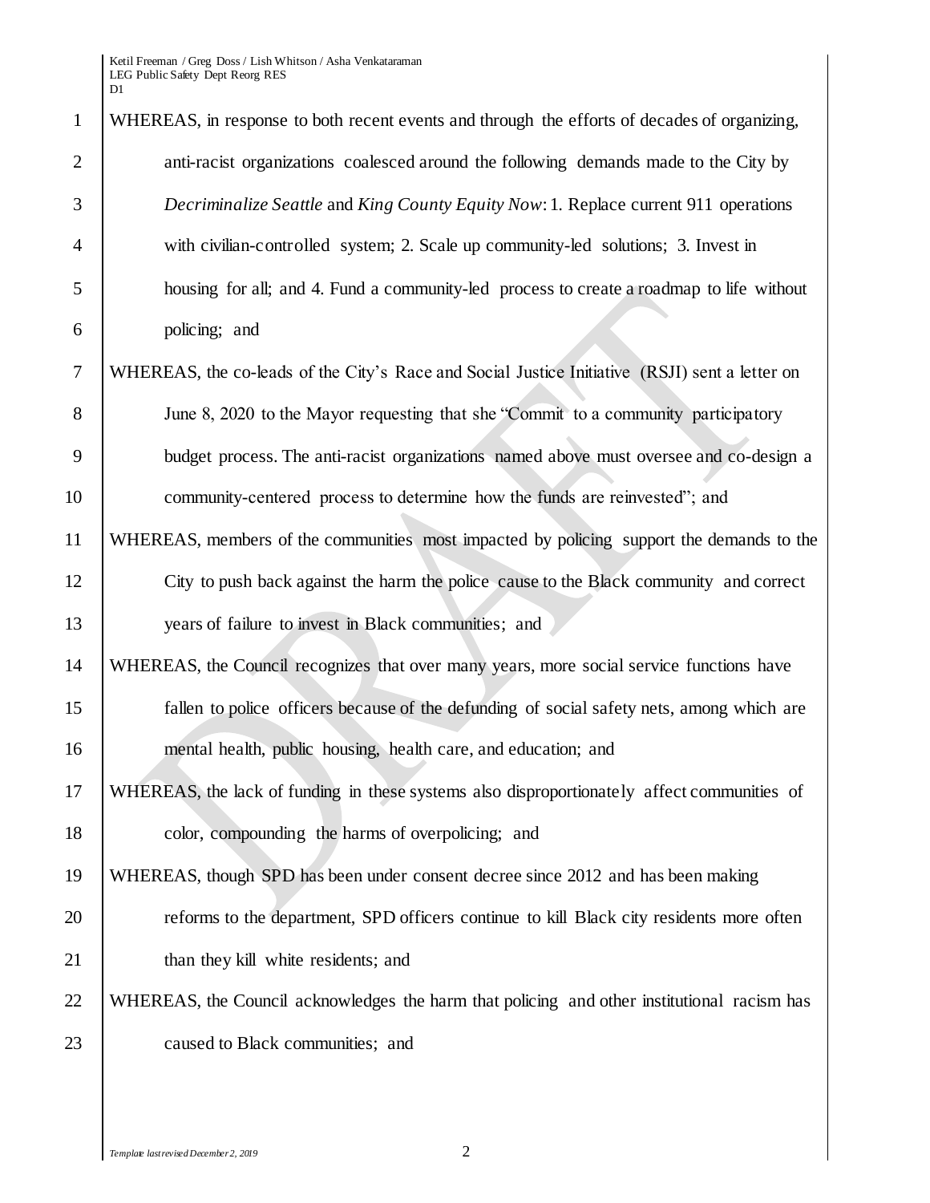WHEREAS, in response to both recent events and through the efforts of decades of organizing, anti-racist organizations coalesced around the following demands made to the City by *Decriminalize Seattle* and *King County Equity Now*: 1. Replace current 911 operations with civilian-controlled system; 2. Scale up community-led solutions; 3. Invest in housing for all; and 4. Fund a community-led process to create a roadmap to life without policing; and

WHEREAS, the co-leads of the City's Race and Social Justice Initiative (RSJI) sent a letter on June 8, 2020 to the Mayor requesting that she "Commit to a community participatory budget process. The anti-racist organizations named above must oversee and co-design a community-centered process to determine how the funds are reinvested"; and

WHEREAS, members of the communities most impacted by policing support the demands to the City to push back against the harm the police cause to the Black community and correct years of failure to invest in Black communities; and

WHEREAS, the Council recognizes that over many years, more social service functions have fallen to police officers because of the defunding of social safety nets, among which are mental health, public housing, health care, and education; and

WHEREAS, the lack of funding in these systems also disproportionately affect communities of color, compounding the harms of overpolicing; and

WHEREAS, though SPD has been under consent decree since 2012 and has been making reforms to the department, SPD officers continue to kill Black city residents more often than they kill white residents; and

WHEREAS, the Council acknowledges the harm that policing and other institutional racism has caused to Black communities; and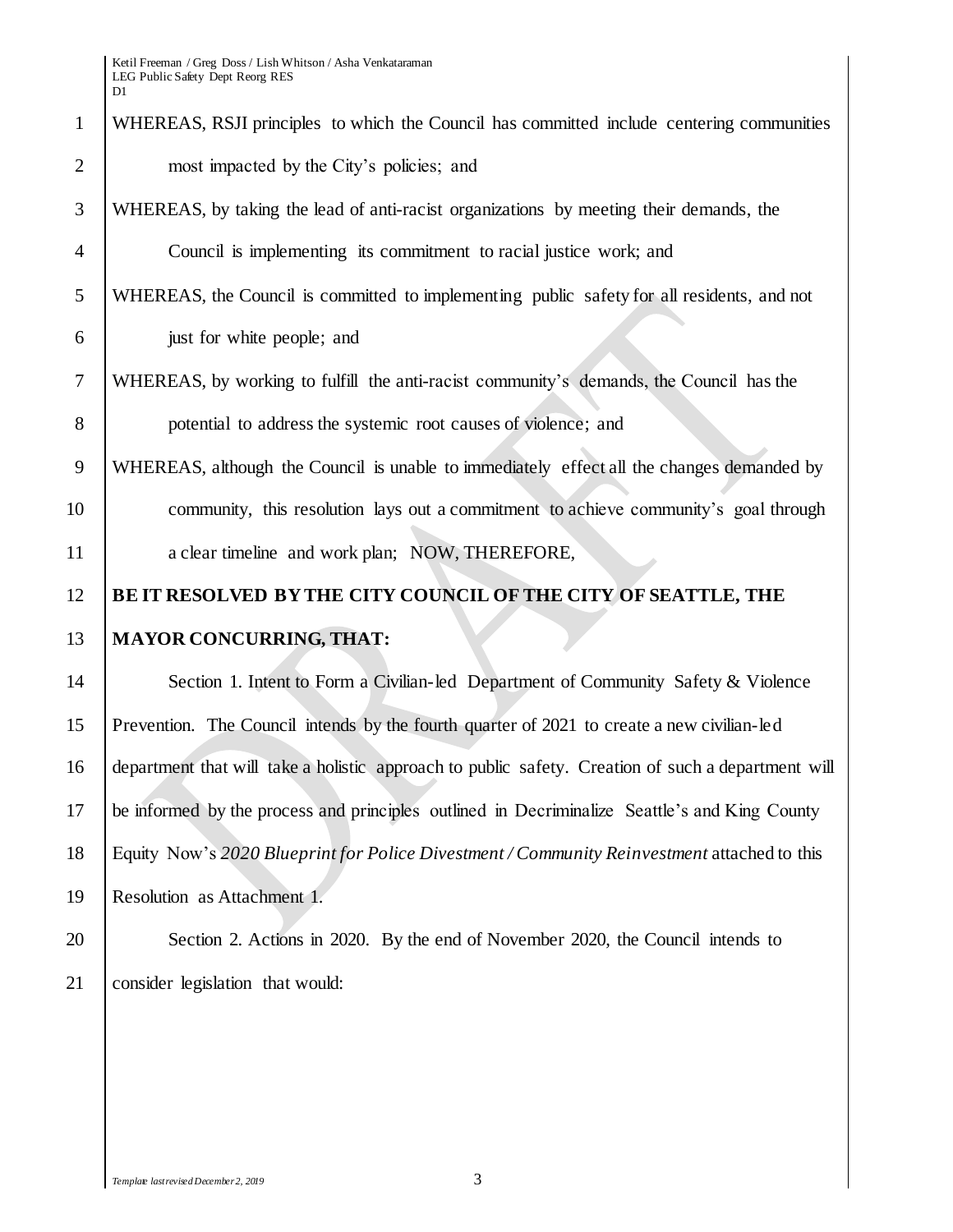WHEREAS, RSJI principles to which the Council has committed include centering communities most impacted by the City's policies; and

WHEREAS, by taking the lead of anti-racist organizations by meeting their demands, the Council is implementing its commitment to racial justice work; and

WHEREAS, the Council is committed to implementing public safety for all residents, and not just for white people; and

WHEREAS, by working to fulfill the anti-racist community's demands, the Council has the potential to address the systemic root causes of violence; and

WHEREAS, although the Council is unable to immediately effect all the changes demanded by community, this resolution lays out a commitment to achieve community's goal through a clear timeline and work plan; NOW, THEREFORE,

**BE IT RESOLVED BY THE CITY COUNCIL OF THE CITY OF SEATTLE, THE MAYOR CONCURRING, THAT:**

Section 1. Intent to Form a Civilian-led Department of Community Safety & Violence Prevention. The Council intends by the fourth quarter of 2021 to create a new civilian-led department that will take a holistic approach to public safety. Creation of such a department will be informed by the process and principles outlined in Decriminalize Seattle's and King County Equity Now's *2020 Blueprint for Police Divestment / Community Reinvestment* attached to this Resolution as Attachment 1.

Section 2. Actions in 2020. By the end of November 2020, the Council intends to consider legislation that would: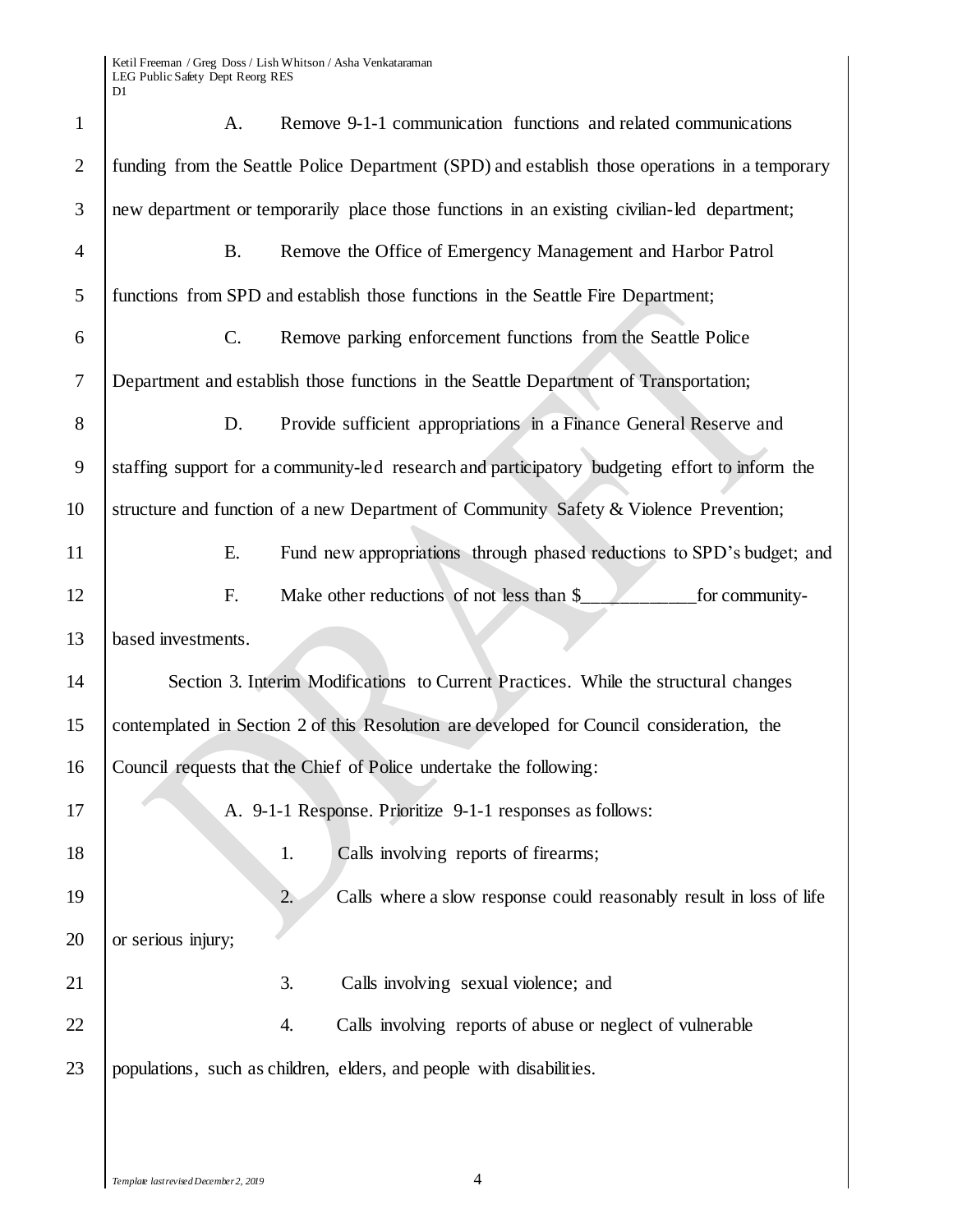A. Remove 9-1-1 communication functions and related communications funding from the Seattle Police Department (SPD) and establish those operations in a temporary new department or temporarily place those functions in an existing civilian-led department;

B. Remove the Office of Emergency Management and Harbor Patrol functions from SPD and establish those functions in the Seattle Fire Department;

C. Remove parking enforcement functions from the Seattle Police Department and establish those functions in the Seattle Department of Transportation;

D. Provide sufficient appropriations in a Finance General Reserve and staffing support for a community-led research and participatory budgeting effort to inform the structure and function of a new Department of Community Safety & Violence Prevention;

E. Fund new appropriations through phased reductions to SPD's budget; and

F. Make other reductions of not less than $____________for community-based investments.

Section 3. Interim Modifications to Current Practices. While the structural changes contemplated in Section 2 of this Resolution are developed for Council consideration, the Council requests that the Chief of Police undertake the following:

A. 9-1-1 Response. Prioritize 9-1-1 responses as follows:

1. Calls involving reports of firearms;

2. Calls where a slow response could reasonably result in loss of life or serious injury;

3. Calls involving sexual violence; and

4. Calls involving reports of abuse or neglect of vulnerable populations, such as children, elders, and people with disabilities.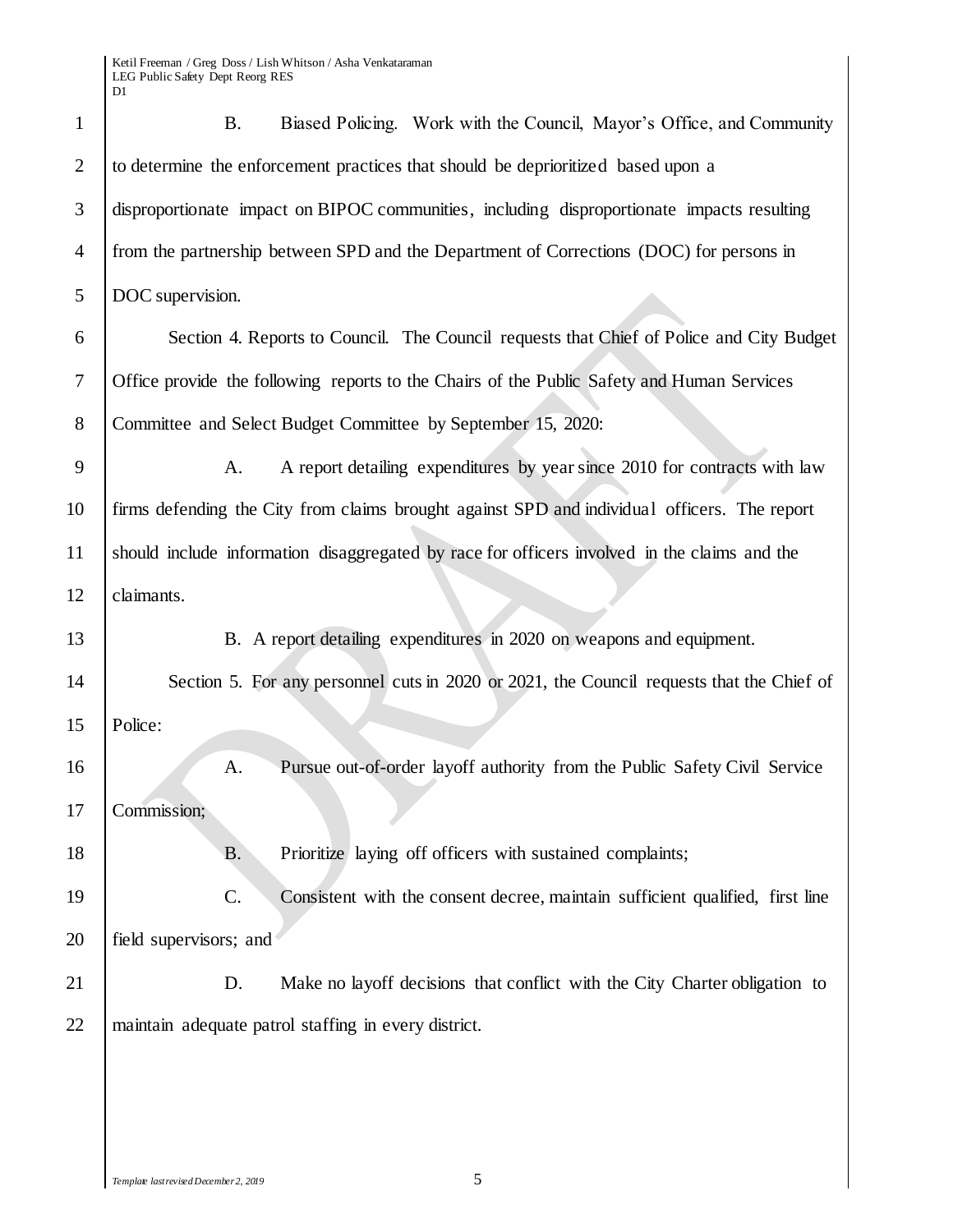B. Biased Policing. Work with the Council, Mayor's Office, and Community to determine the enforcement practices that should be deprioritized based upon a disproportionate impact on BIPOC communities, including disproportionate impacts resulting from the partnership between SPD and the Department of Corrections (DOC) for persons in DOC supervision.

Section 4. Reports to Council. The Council requests that Chief of Police and City Budget Office provide the following reports to the Chairs of the Public Safety and Human Services Committee and Select Budget Committee by September 15, 2020:

A. A report detailing expenditures by year since 2010 for contracts with law firms defending the City from claims brought against SPD and individual officers. The report should include information disaggregated by race for officers involved in the claims and the claimants.

B. A report detailing expenditures in 2020 on weapons and equipment.

Section 5. For any personnel cuts in 2020 or 2021, the Council requests that the Chief of Police:

A. Pursue out-of-order layoff authority from the Public Safety Civil Service Commission;

B. Prioritize laying off officers with sustained complaints;

C. Consistent with the consent decree, maintain sufficient qualified, first line field supervisors; and

D. Make no layoff decisions that conflict with the City Charter obligation to maintain adequate patrol staffing in every district.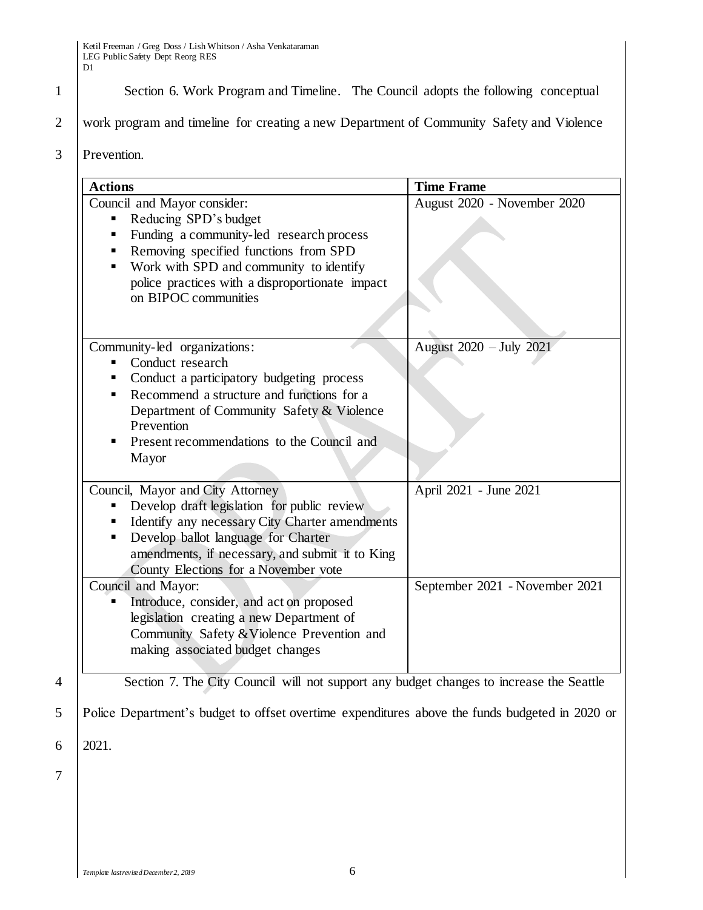Section 6. Work Program and Timeline. The Council adopts the following conceptual work program and timeline for creating a new Department of Community Safety and Violence Prevention.

| Actions | Time Frame |
| --- | --- |
| Council and Mayor consider:<br>▪ Reducing SPD's budget<br>▪ Funding a community-led research process<br>▪ Removing specified functions from SPD<br>▪ Work with SPD and community to identify police practices with a disproportionate impact on BIPOC communities | August 2020 - November 2020 |
| Community-led organizations:<br>▪ Conduct research<br>▪ Conduct a participatory budgeting process<br>▪ Recommend a structure and functions for a Department of Community Safety & Violence Prevention<br>▪ Present recommendations to the Council and Mayor | August 2020 – July 2021 |
| Council, Mayor and City Attorney<br>▪ Develop draft legislation for public review<br>▪ Identify any necessary City Charter amendments<br>▪ Develop ballot language for Charter amendments, if necessary, and submit it to King County Elections for a November vote | April 2021 - June 2021 |
| Council and Mayor:<br>▪ Introduce, consider, and act on proposed legislation creating a new Department of Community Safety &Violence Prevention and making associated budget changes | September 2021 - November 2021 |

Section 7. The City Council will not support any budget changes to increase the Seattle Police Department's budget to offset overtime expenditures above the funds budgeted in 2020 or 2021.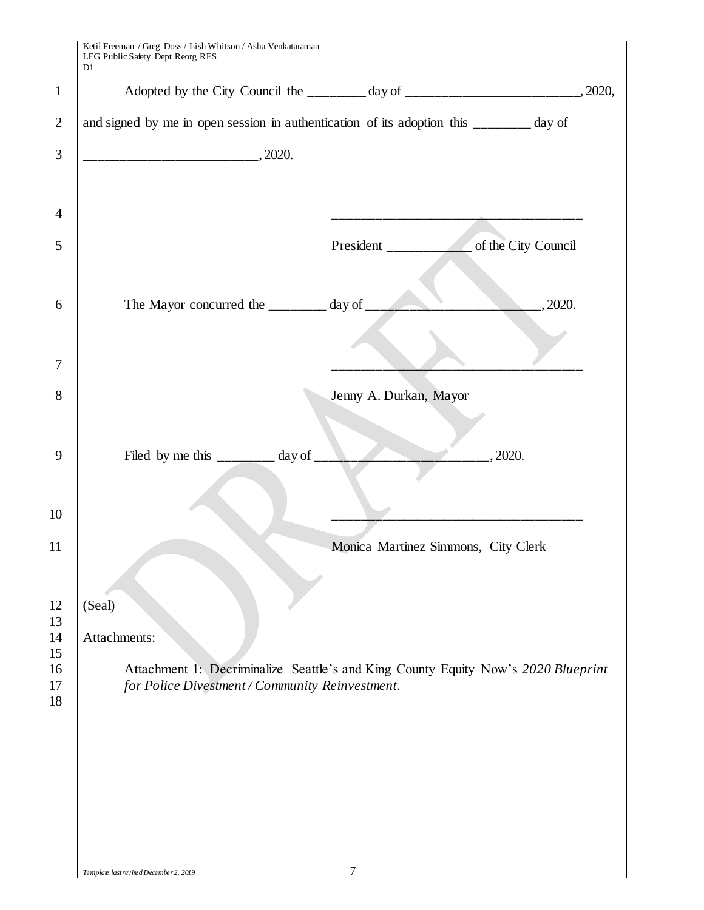Adopted by the City Council the ________ day of _________________________, 2020, and signed by me in open session in authentication of its adoption this ________ day of _________________________, 2020.

____________________________________

President ____________ of the City Council

The Mayor concurred the ________ day of _________________________, 2020.

____________________________________

Jenny A. Durkan, Mayor

Filed by me this ________ day of _________________________, 2020.

____________________________________

Monica Martinez Simmons, City Clerk

(Seal)

Attachments:

Attachment 1: Decriminalize Seattle's and King County Equity Now's *2020 Blueprint for Police Divestment / Community Reinvestment.*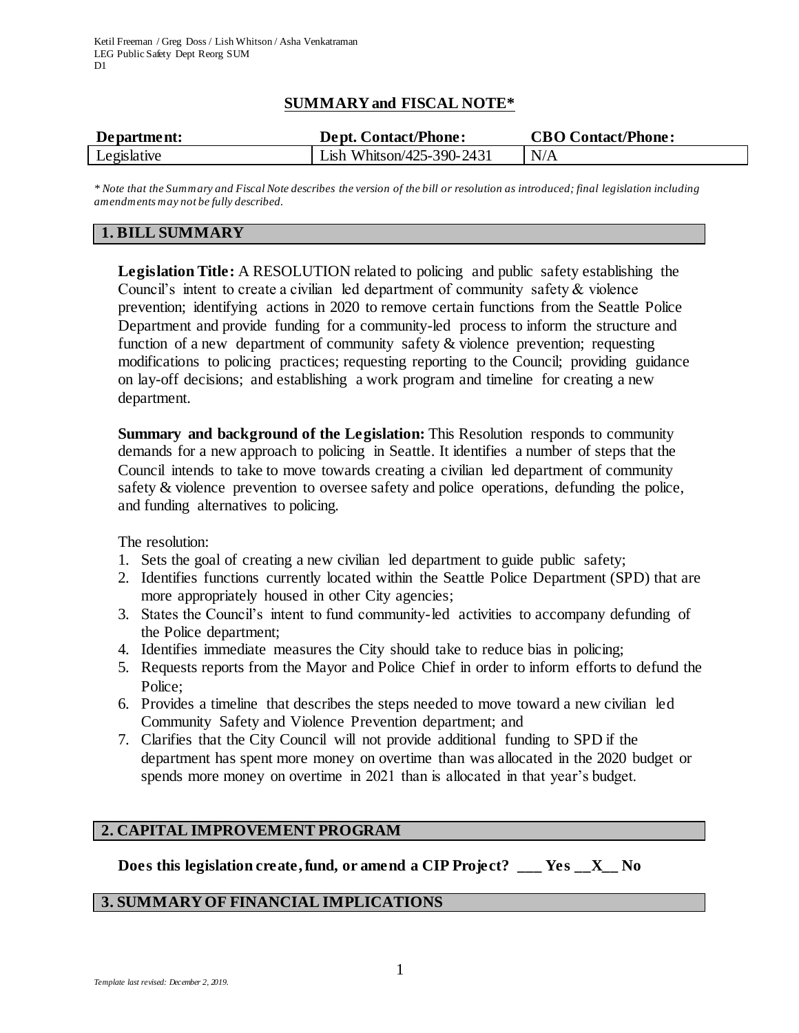Ketil Freeman / Greg Doss / Lish Whitson / Asha Venkatraman
LEG Public Safety Dept Reorg SUM
D1

## SUMMARY and FISCAL NOTE*

| Department: | Dept. Contact/Phone: | CBO Contact/Phone: |
|---|---|---|
| Legislative | Lish Whitson/425-390-2431 | N/A |

*\* Note that the Summary and Fiscal Note describes the version of the bill or resolution as introduced; final legislation including amendments may not be fully described.*

## 1. BILL SUMMARY

**Legislation Title:** A RESOLUTION related to policing and public safety establishing the Council's intent to create a civilian led department of community safety & violence prevention; identifying actions in 2020 to remove certain functions from the Seattle Police Department and provide funding for a community-led process to inform the structure and function of a new department of community safety & violence prevention; requesting modifications to policing practices; requesting reporting to the Council; providing guidance on lay-off decisions; and establishing a work program and timeline for creating a new department.

**Summary and background of the Legislation:** This Resolution responds to community demands for a new approach to policing in Seattle. It identifies a number of steps that the Council intends to take to move towards creating a civilian led department of community safety & violence prevention to oversee safety and police operations, defunding the police, and funding alternatives to policing.

The resolution:

1. Sets the goal of creating a new civilian led department to guide public safety;
2. Identifies functions currently located within the Seattle Police Department (SPD) that are more appropriately housed in other City agencies;
3. States the Council's intent to fund community-led activities to accompany defunding of the Police department;
4. Identifies immediate measures the City should take to reduce bias in policing;
5. Requests reports from the Mayor and Police Chief in order to inform efforts to defund the Police;
6. Provides a timeline that describes the steps needed to move toward a new civilian led Community Safety and Violence Prevention department; and
7. Clarifies that the City Council will not provide additional funding to SPD if the department has spent more money on overtime than was allocated in the 2020 budget or spends more money on overtime in 2021 than is allocated in that year's budget.

## 2. CAPITAL IMPROVEMENT PROGRAM

**Does this legislation create, fund, or amend a CIP Project? \_\_\_ Yes \_\_X\_\_ No**

## 3. SUMMARY OF FINANCIAL IMPLICATIONS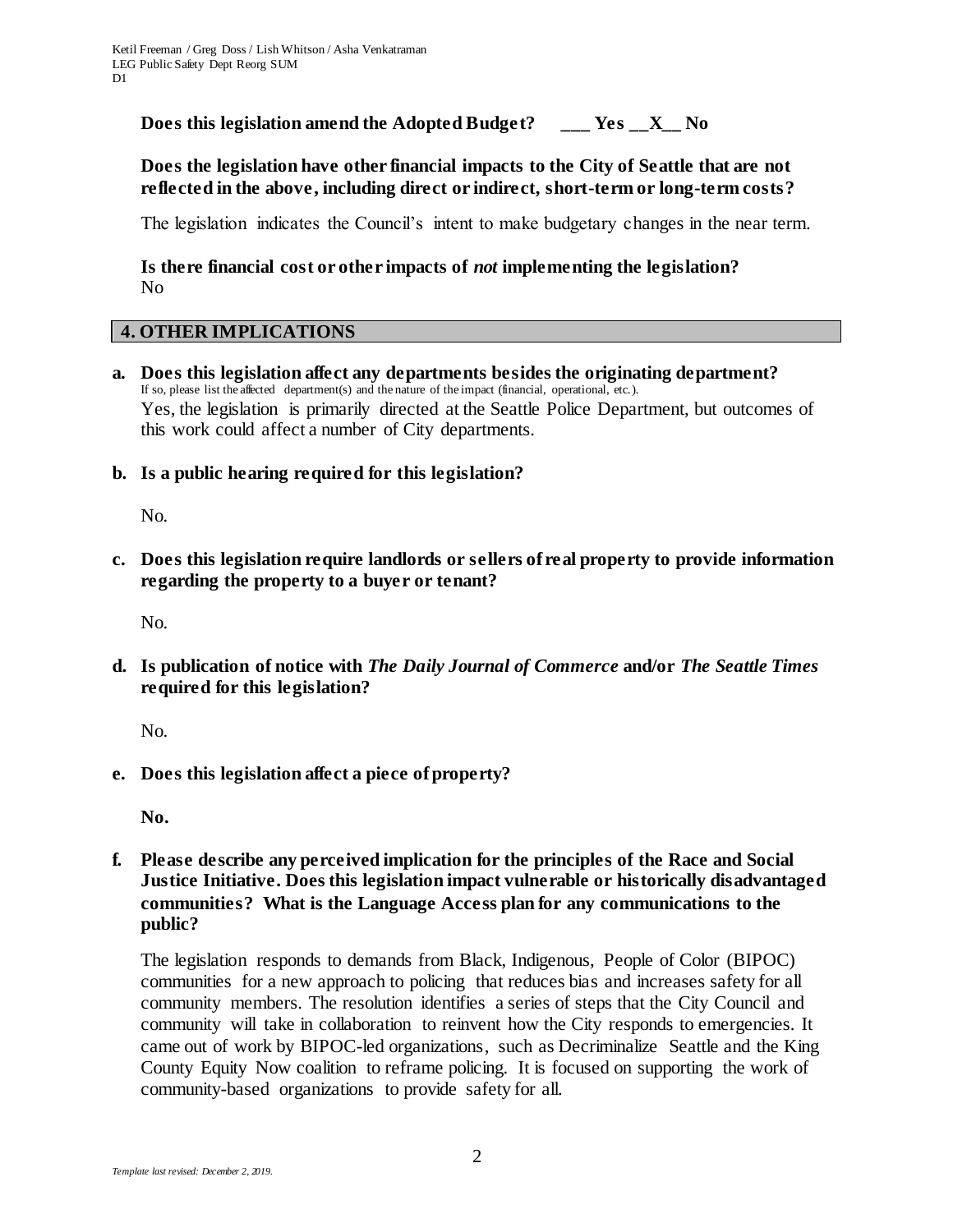**Does this legislation amend the Adopted Budget? \_\_\_ Yes \_\_X\_\_ No**

**Does the legislation have other financial impacts to the City of Seattle that are not reflected in the above, including direct or indirect, short-term or long-term costs?**

The legislation indicates the Council's intent to make budgetary changes in the near term.

**Is there financial cost or other impacts of *not* implementing the legislation?**
No

## 4. OTHER IMPLICATIONS

**a. Does this legislation affect any departments besides the originating department?**
If so, please list the affected department(s) and the nature of the impact (financial, operational, etc.).
Yes, the legislation is primarily directed at the Seattle Police Department, but outcomes of this work could affect a number of City departments.

**b. Is a public hearing required for this legislation?**

No.

**c. Does this legislation require landlords or sellers of real property to provide information regarding the property to a buyer or tenant?**

No.

**d. Is publication of notice with *The Daily Journal of Commerce* and/or *The Seattle Times* required for this legislation?**

No.

**e. Does this legislation affect a piece of property?**

**No.**

**f. Please describe any perceived implication for the principles of the Race and Social Justice Initiative. Does this legislation impact vulnerable or historically disadvantaged communities? What is the Language Access plan for any communications to the public?**

The legislation responds to demands from Black, Indigenous, People of Color (BIPOC) communities for a new approach to policing that reduces bias and increases safety for all community members. The resolution identifies a series of steps that the City Council and community will take in collaboration to reinvent how the City responds to emergencies. It came out of work by BIPOC-led organizations, such as Decriminalize Seattle and the King County Equity Now coalition to reframe policing. It is focused on supporting the work of community-based organizations to provide safety for all.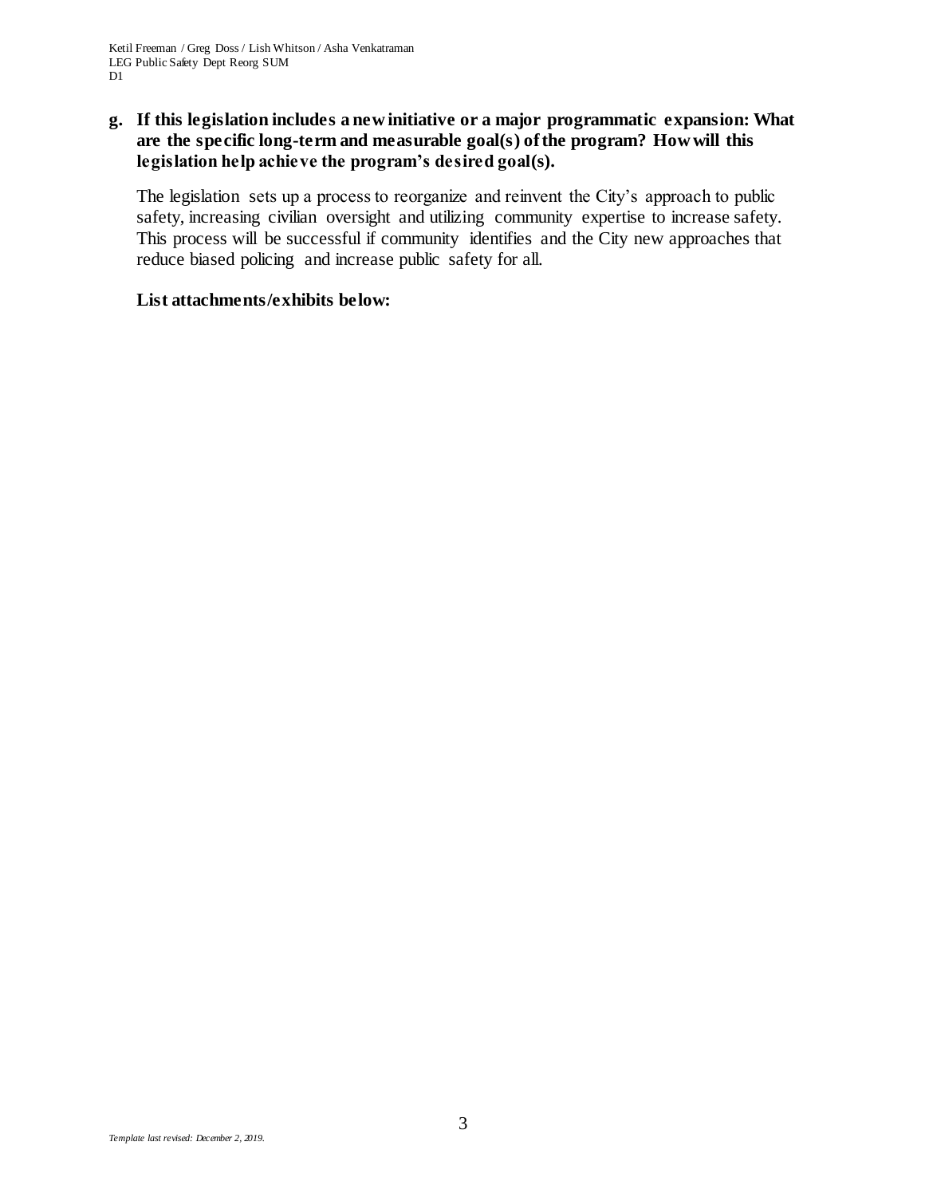**g. If this legislation includes a new initiative or a major programmatic expansion: What are the specific long-term and measurable goal(s) of the program? How will this legislation help achieve the program's desired goal(s).**

The legislation sets up a process to reorganize and reinvent the City's approach to public safety, increasing civilian oversight and utilizing community expertise to increase safety. This process will be successful if community identifies and the City new approaches that reduce biased policing and increase public safety for all.

**List attachments/exhibits below:**